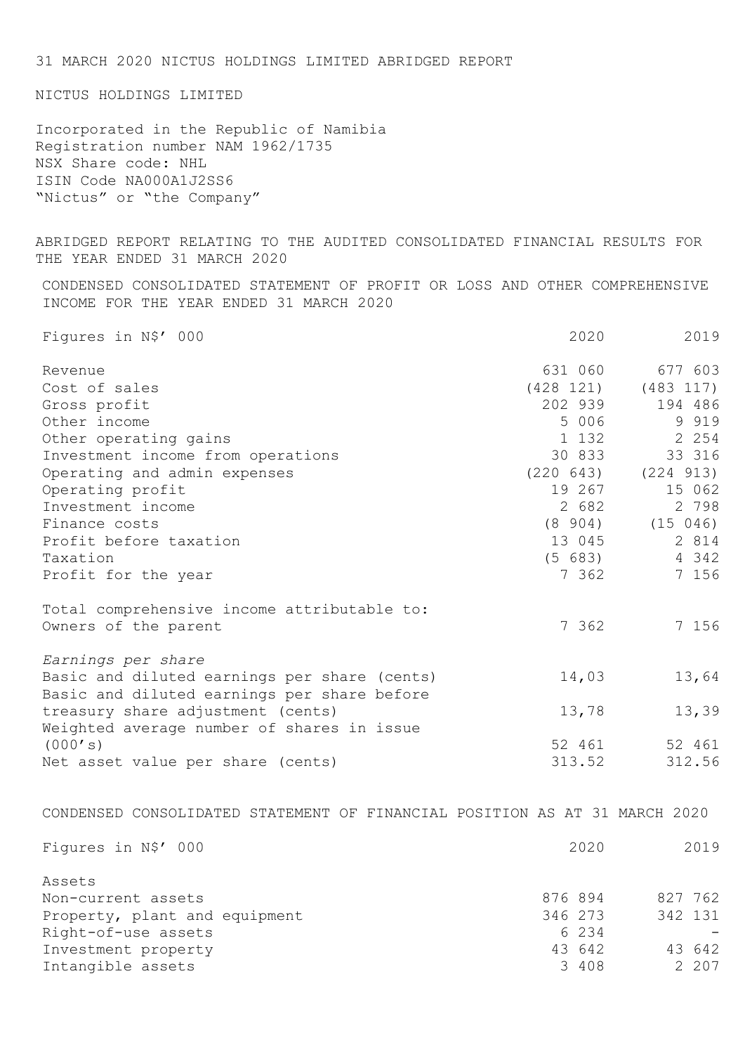31 MARCH 2020 NICTUS HOLDINGS LIMITED ABRIDGED REPORT

NICTUS HOLDINGS LIMITED

Incorporated in the Republic of Namibia
Registration number NAM 1962/1735
NSX Share code: NHL
ISIN Code NA000A1J2SS6
"Nictus" or "the Company"

## ABRIDGED REPORT RELATING TO THE AUDITED CONSOLIDATED FINANCIAL RESULTS FOR THE YEAR ENDED 31 MARCH 2020

### CONDENSED CONSOLIDATED STATEMENT OF PROFIT OR LOSS AND OTHER COMPREHENSIVE INCOME FOR THE YEAR ENDED 31 MARCH 2020

| Figures in N$' 000 | 2020 | 2019 |
|---|---|---|
| Revenue | 631 060 | 677 603 |
| Cost of sales | (428 121) | (483 117) |
| Gross profit | 202 939 | 194 486 |
| Other income | 5 006 | 9 919 |
| Other operating gains | 1 132 | 2 254 |
| Investment income from operations | 30 833 | 33 316 |
| Operating and admin expenses | (220 643) | (224 913) |
| Operating profit | 19 267 | 15 062 |
| Investment income | 2 682 | 2 798 |
| Finance costs | (8 904) | (15 046) |
| Profit before taxation | 13 045 | 2 814 |
| Taxation | (5 683) | 4 342 |
| Profit for the year | 7 362 | 7 156 |
| Total comprehensive income attributable to: | | |
| Owners of the parent | 7 362 | 7 156 |
| *Earnings per share* | | |
| Basic and diluted earnings per share (cents) | 14,03 | 13,64 |
| Basic and diluted earnings per share before treasury share adjustment (cents) | 13,78 | 13,39 |
| Weighted average number of shares in issue (000's) | 52 461 | 52 461 |
| Net asset value per share (cents) | 313.52 | 312.56 |

### CONDENSED CONSOLIDATED STATEMENT OF FINANCIAL POSITION AS AT 31 MARCH 2020

| Figures in N$' 000 | 2020 | 2019 |
|---|---|---|
| Assets | | |
| Non-current assets | 876 894 | 827 762 |
| Property, plant and equipment | 346 273 | 342 131 |
| Right-of-use assets | 6 234 | - |
| Investment property | 43 642 | 43 642 |
| Intangible assets | 3 408 | 2 207 |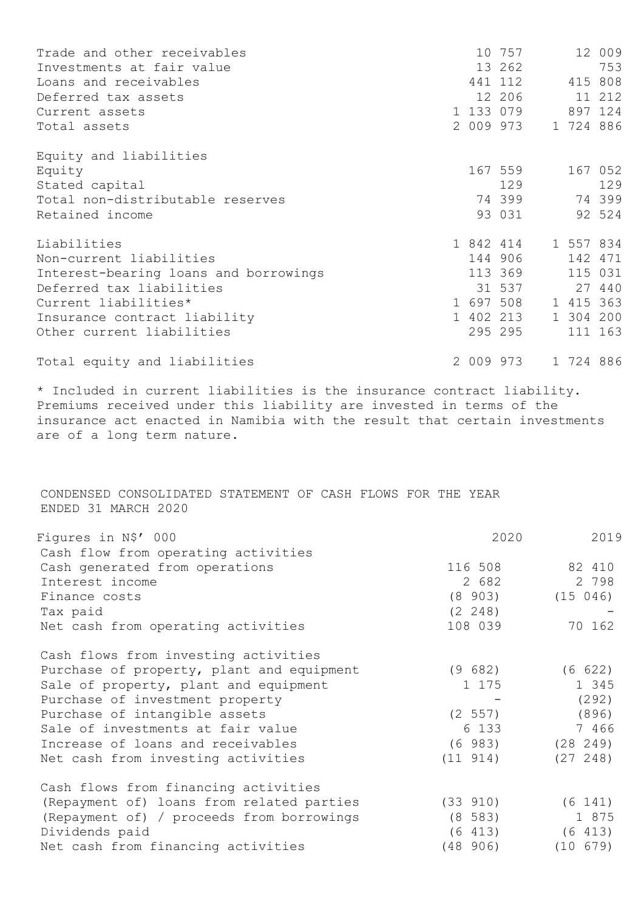| | | |
|---|---|---|
| Trade and other receivables | 10 757 | 12 009 |
| Investments at fair value | 13 262 | 753 |
| Loans and receivables | 441 112 | 415 808 |
| Deferred tax assets | 12 206 | 11 212 |
| Current assets | 1 133 079 | 897 124 |
| Total assets | 2 009 973 | 1 724 886 |
| | | |
| Equity and liabilities | | |
| Equity | 167 559 | 167 052 |
| Stated capital | 129 | 129 |
| Total non-distributable reserves | 74 399 | 74 399 |
| Retained income | 93 031 | 92 524 |
| | | |
| Liabilities | 1 842 414 | 1 557 834 |
| Non-current liabilities | 144 906 | 142 471 |
| Interest-bearing loans and borrowings | 113 369 | 115 031 |
| Deferred tax liabilities | 31 537 | 27 440 |
| Current liabilities* | 1 697 508 | 1 415 363 |
| Insurance contract liability | 1 402 213 | 1 304 200 |
| Other current liabilities | 295 295 | 111 163 |
| | | |
| Total equity and liabilities | 2 009 973 | 1 724 886 |

* Included in current liabilities is the insurance contract liability. Premiums received under this liability are invested in terms of the insurance act enacted in Namibia with the result that certain investments are of a long term nature.

CONDENSED CONSOLIDATED STATEMENT OF CASH FLOWS FOR THE YEAR ENDED 31 MARCH 2020

| Figures in N$' 000 | 2020 | 2019 |
|---|---|---|
| Cash flow from operating activities | | |
| Cash generated from operations | 116 508 | 82 410 |
| Interest income | 2 682 | 2 798 |
| Finance costs | (8 903) | (15 046) |
| Tax paid | (2 248) | - |
| Net cash from operating activities | 108 039 | 70 162 |
| | | |
| Cash flows from investing activities | | |
| Purchase of property, plant and equipment | (9 682) | (6 622) |
| Sale of property, plant and equipment | 1 175 | 1 345 |
| Purchase of investment property | - | (292) |
| Purchase of intangible assets | (2 557) | (896) |
| Sale of investments at fair value | 6 133 | 7 466 |
| Increase of loans and receivables | (6 983) | (28 249) |
| Net cash from investing activities | (11 914) | (27 248) |
| | | |
| Cash flows from financing activities | | |
| (Repayment of) loans from related parties | (33 910) | (6 141) |
| (Repayment of) / proceeds from borrowings | (8 583) | 1 875 |
| Dividends paid | (6 413) | (6 413) |
| Net cash from financing activities | (48 906) | (10 679) |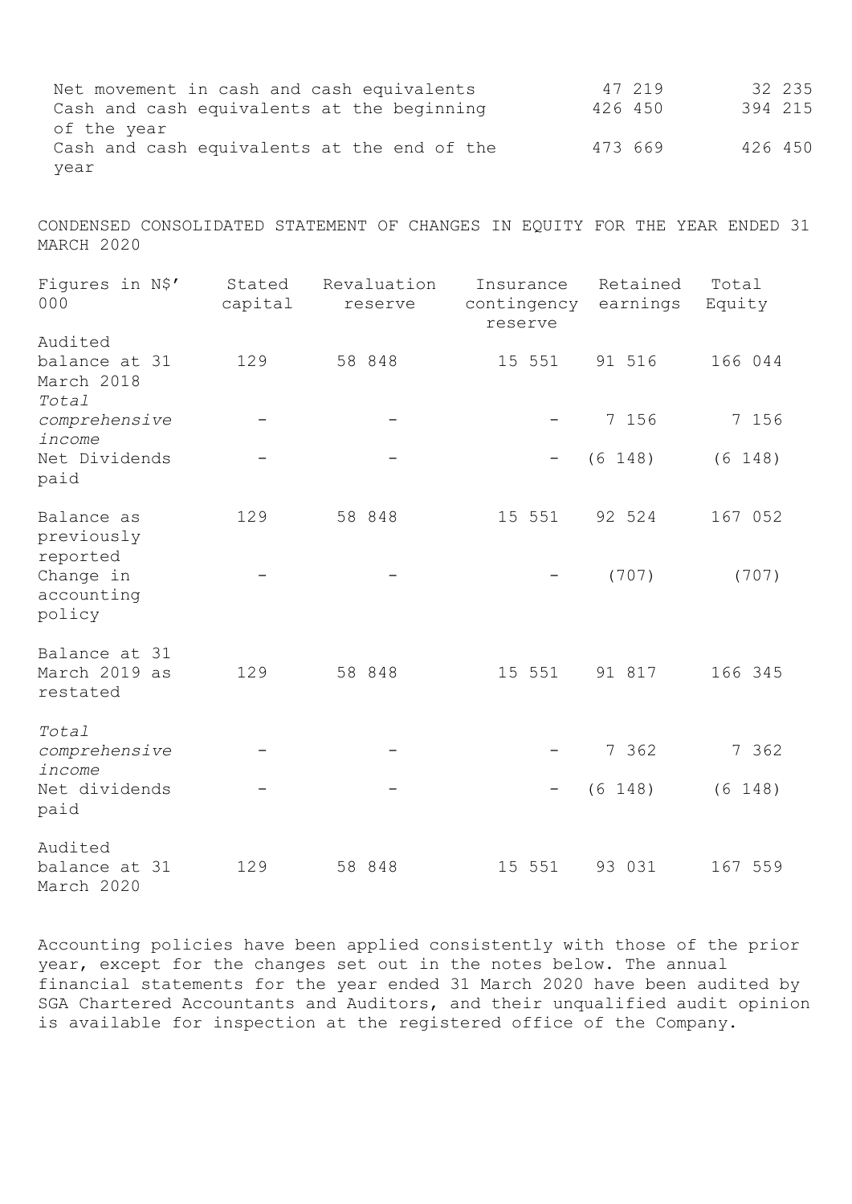| | | |
|---|---|---|
| Net movement in cash and cash equivalents | 47 219 | 32 235 |
| Cash and cash equivalents at the beginning of the year | 426 450 | 394 215 |
| Cash and cash equivalents at the end of the year | 473 669 | 426 450 |

CONDENSED CONSOLIDATED STATEMENT OF CHANGES IN EQUITY FOR THE YEAR ENDED 31 MARCH 2020

| Figures in N$' 000 | Stated capital | Revaluation reserve | Insurance contingency reserve | Retained earnings | Total Equity |
|---|---|---|---|---|---|
| Audited balance at 31 March 2018 | 129 | 58 848 | 15 551 | 91 516 | 166 044 |
| *Total comprehensive income* | - | - | - | 7 156 | 7 156 |
| Net Dividends paid | - | - | - | (6 148) | (6 148) |
| Balance as previously reported | 129 | 58 848 | 15 551 | 92 524 | 167 052 |
| Change in accounting policy | - | - | - | (707) | (707) |
| Balance at 31 March 2019 as restated | 129 | 58 848 | 15 551 | 91 817 | 166 345 |
| *Total comprehensive income* | - | - | - | 7 362 | 7 362 |
| Net dividends paid | - | - | - | (6 148) | (6 148) |
| Audited balance at 31 March 2020 | 129 | 58 848 | 15 551 | 93 031 | 167 559 |

Accounting policies have been applied consistently with those of the prior year, except for the changes set out in the notes below. The annual financial statements for the year ended 31 March 2020 have been audited by SGA Chartered Accountants and Auditors, and their unqualified audit opinion is available for inspection at the registered office of the Company.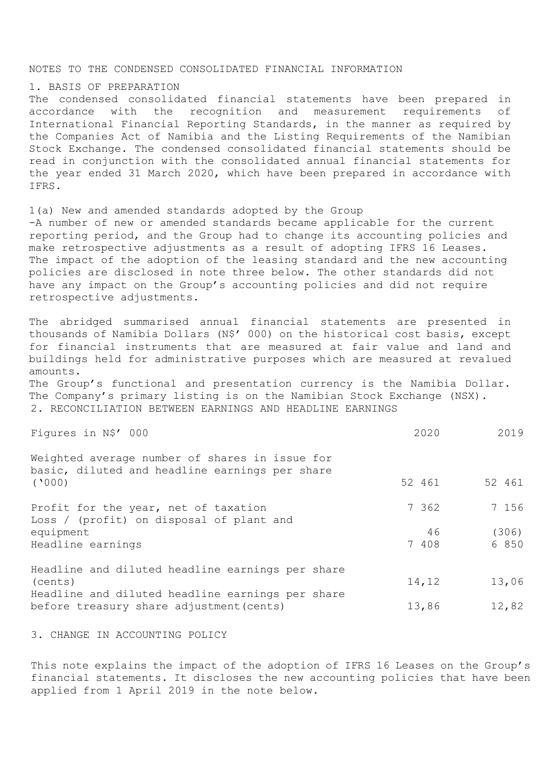## NOTES TO THE CONDENSED CONSOLIDATED FINANCIAL INFORMATION

### 1. BASIS OF PREPARATION

The condensed consolidated financial statements have been prepared in accordance with the recognition and measurement requirements of International Financial Reporting Standards, in the manner as required by the Companies Act of Namibia and the Listing Requirements of the Namibian Stock Exchange. The condensed consolidated financial statements should be read in conjunction with the consolidated annual financial statements for the year ended 31 March 2020, which have been prepared in accordance with IFRS.

#### 1(a) New and amended standards adopted by the Group

-A number of new or amended standards became applicable for the current reporting period, and the Group had to change its accounting policies and make retrospective adjustments as a result of adopting IFRS 16 Leases. The impact of the adoption of the leasing standard and the new accounting policies are disclosed in note three below. The other standards did not have any impact on the Group's accounting policies and did not require retrospective adjustments.

The abridged summarised annual financial statements are presented in thousands of Namibia Dollars (N$' 000) on the historical cost basis, except for financial instruments that are measured at fair value and land and buildings held for administrative purposes which are measured at revalued amounts.

The Group's functional and presentation currency is the Namibia Dollar. The Company's primary listing is on the Namibian Stock Exchange (NSX).

### 2. RECONCILIATION BETWEEN EARNINGS AND HEADLINE EARNINGS

| Figures in N$' 000 | 2020 | 2019 |
|---|---|---|
| Weighted average number of shares in issue for basic, diluted and headline earnings per share ('000) | 52 461 | 52 461 |
| Profit for the year, net of taxation | 7 362 | 7 156 |
| Loss / (profit) on disposal of plant and equipment | 46 | (306) |
| Headline earnings | 7 408 | 6 850 |
| Headline and diluted headline earnings per share (cents) | 14,12 | 13,06 |
| Headline and diluted headline earnings per share before treasury share adjustment(cents) | 13,86 | 12,82 |

### 3. CHANGE IN ACCOUNTING POLICY

This note explains the impact of the adoption of IFRS 16 Leases on the Group's financial statements. It discloses the new accounting policies that have been applied from 1 April 2019 in the note below.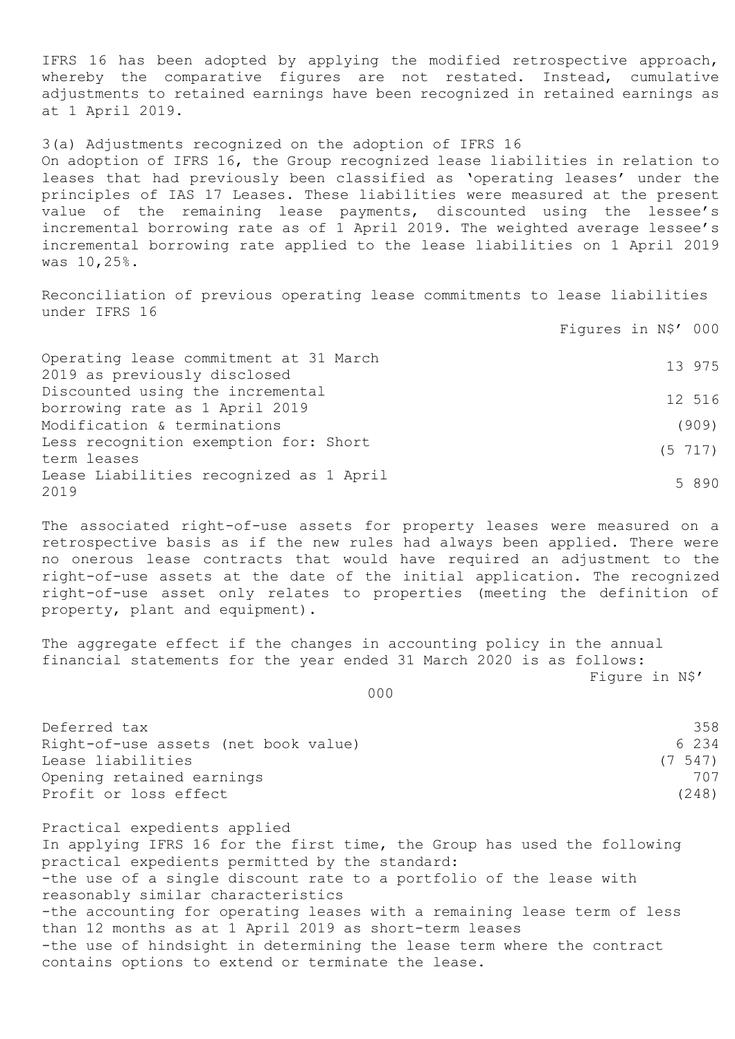IFRS 16 has been adopted by applying the modified retrospective approach, whereby the comparative figures are not restated. Instead, cumulative adjustments to retained earnings have been recognized in retained earnings as at 1 April 2019.

3(a) Adjustments recognized on the adoption of IFRS 16

On adoption of IFRS 16, the Group recognized lease liabilities in relation to leases that had previously been classified as 'operating leases' under the principles of IAS 17 Leases. These liabilities were measured at the present value of the remaining lease payments, discounted using the lessee's incremental borrowing rate as of 1 April 2019. The weighted average lessee's incremental borrowing rate applied to the lease liabilities on 1 April 2019 was 10,25%.

Reconciliation of previous operating lease commitments to lease liabilities under IFRS 16

| | Figures in N$' 000 |
|---|---|
| Operating lease commitment at 31 March 2019 as previously disclosed | 13 975 |
| Discounted using the incremental borrowing rate as 1 April 2019 | 12 516 |
| Modification & terminations | (909) |
| Less recognition exemption for: Short term leases | (5 717) |
| Lease Liabilities recognized as 1 April 2019 | 5 890 |

The associated right-of-use assets for property leases were measured on a retrospective basis as if the new rules had always been applied. There were no onerous lease contracts that would have required an adjustment to the right-of-use assets at the date of the initial application. The recognized right-of-use asset only relates to properties (meeting the definition of property, plant and equipment).

The aggregate effect if the changes in accounting policy in the annual financial statements for the year ended 31 March 2020 is as follows:

| | Figure in N$' 000 |
|---|---|
| Deferred tax | 358 |
| Right-of-use assets (net book value) | 6 234 |
| Lease liabilities | (7 547) |
| Opening retained earnings | 707 |
| Profit or loss effect | (248) |

Practical expedients applied

In applying IFRS 16 for the first time, the Group has used the following practical expedients permitted by the standard:

-the use of a single discount rate to a portfolio of the lease with reasonably similar characteristics

-the accounting for operating leases with a remaining lease term of less than 12 months as at 1 April 2019 as short-term leases

-the use of hindsight in determining the lease term where the contract contains options to extend or terminate the lease.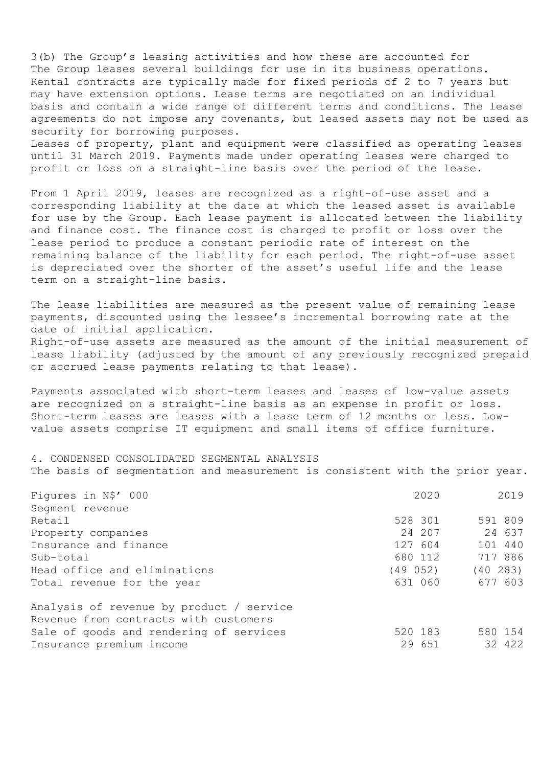### 3(b) The Group's leasing activities and how these are accounted for

The Group leases several buildings for use in its business operations. Rental contracts are typically made for fixed periods of 2 to 7 years but may have extension options. Lease terms are negotiated on an individual basis and contain a wide range of different terms and conditions. The lease agreements do not impose any covenants, but leased assets may not be used as security for borrowing purposes.

Leases of property, plant and equipment were classified as operating leases until 31 March 2019. Payments made under operating leases were charged to profit or loss on a straight-line basis over the period of the lease.

From 1 April 2019, leases are recognized as a right-of-use asset and a corresponding liability at the date at which the leased asset is available for use by the Group. Each lease payment is allocated between the liability and finance cost. The finance cost is charged to profit or loss over the lease period to produce a constant periodic rate of interest on the remaining balance of the liability for each period. The right-of-use asset is depreciated over the shorter of the asset's useful life and the lease term on a straight-line basis.

The lease liabilities are measured as the present value of remaining lease payments, discounted using the lessee's incremental borrowing rate at the date of initial application.

Right-of-use assets are measured as the amount of the initial measurement of lease liability (adjusted by the amount of any previously recognized prepaid or accrued lease payments relating to that lease).

Payments associated with short-term leases and leases of low-value assets are recognized on a straight-line basis as an expense in profit or loss. Short-term leases are leases with a lease term of 12 months or less. Low-value assets comprise IT equipment and small items of office furniture.

## 4. CONDENSED CONSOLIDATED SEGMENTAL ANALYSIS

The basis of segmentation and measurement is consistent with the prior year.

| Figures in N$' 000 | 2020 | 2019 |
|---|---|---|
| Segment revenue | | |
| Retail | 528 301 | 591 809 |
| Property companies | 24 207 | 24 637 |
| Insurance and finance | 127 604 | 101 440 |
| Sub-total | 680 112 | 717 886 |
| Head office and eliminations | (49 052) | (40 283) |
| Total revenue for the year | 631 060 | 677 603 |
| | | |
| Analysis of revenue by product / service | | |
| Revenue from contracts with customers | | |
| Sale of goods and rendering of services | 520 183 | 580 154 |
| Insurance premium income | 29 651 | 32 422 |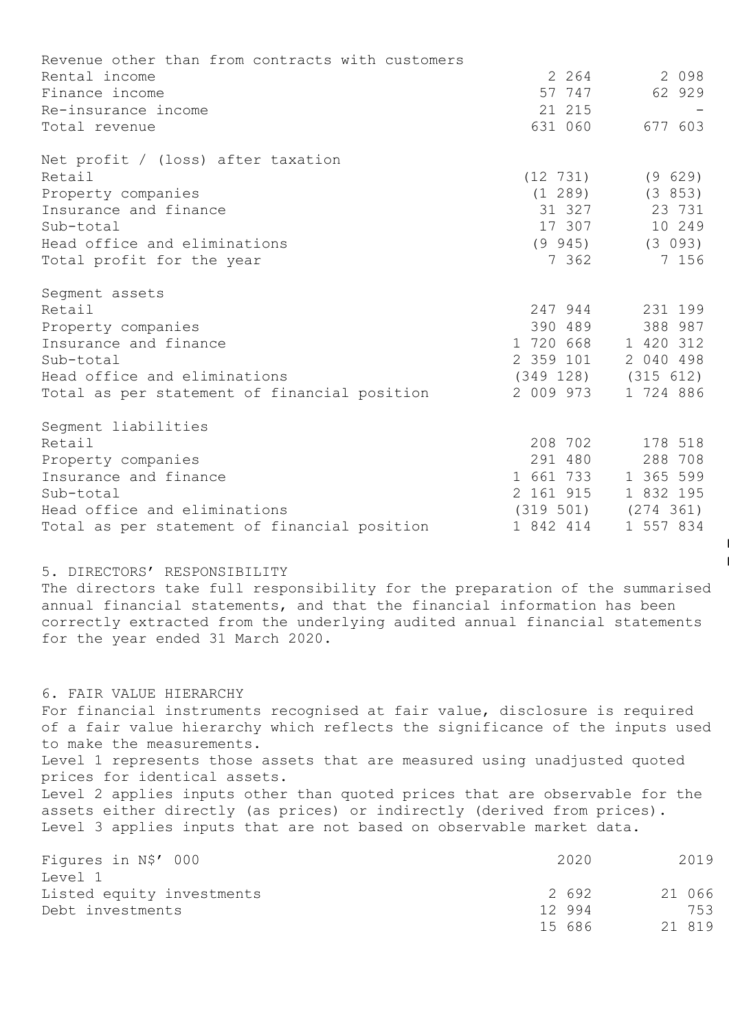| | | |
|---|---|---|
| Revenue other than from contracts with customers | | |
| Rental income | 2 264 | 2 098 |
| Finance income | 57 747 | 62 929 |
| Re-insurance income | 21 215 | - |
| Total revenue | 631 060 | 677 603 |
| | | |
| Net profit / (loss) after taxation | | |
| Retail | (12 731) | (9 629) |
| Property companies | (1 289) | (3 853) |
| Insurance and finance | 31 327 | 23 731 |
| Sub-total | 17 307 | 10 249 |
| Head office and eliminations | (9 945) | (3 093) |
| Total profit for the year | 7 362 | 7 156 |
| | | |
| Segment assets | | |
| Retail | 247 944 | 231 199 |
| Property companies | 390 489 | 388 987 |
| Insurance and finance | 1 720 668 | 1 420 312 |
| Sub-total | 2 359 101 | 2 040 498 |
| Head office and eliminations | (349 128) | (315 612) |
| Total as per statement of financial position | 2 009 973 | 1 724 886 |
| | | |
| Segment liabilities | | |
| Retail | 208 702 | 178 518 |
| Property companies | 291 480 | 288 708 |
| Insurance and finance | 1 661 733 | 1 365 599 |
| Sub-total | 2 161 915 | 1 832 195 |
| Head office and eliminations | (319 501) | (274 361) |
| Total as per statement of financial position | 1 842 414 | 1 557 834 |

## 5. DIRECTORS' RESPONSIBILITY

The directors take full responsibility for the preparation of the summarised annual financial statements, and that the financial information has been correctly extracted from the underlying audited annual financial statements for the year ended 31 March 2020.

## 6. FAIR VALUE HIERARCHY

For financial instruments recognised at fair value, disclosure is required of a fair value hierarchy which reflects the significance of the inputs used to make the measurements.
Level 1 represents those assets that are measured using unadjusted quoted prices for identical assets.
Level 2 applies inputs other than quoted prices that are observable for the assets either directly (as prices) or indirectly (derived from prices).
Level 3 applies inputs that are not based on observable market data.

| Figures in N$' 000 | 2020 | 2019 |
|---|---|---|
| Level 1 | | |
| Listed equity investments | 2 692 | 21 066 |
| Debt investments | 12 994 | 753 |
| | 15 686 | 21 819 |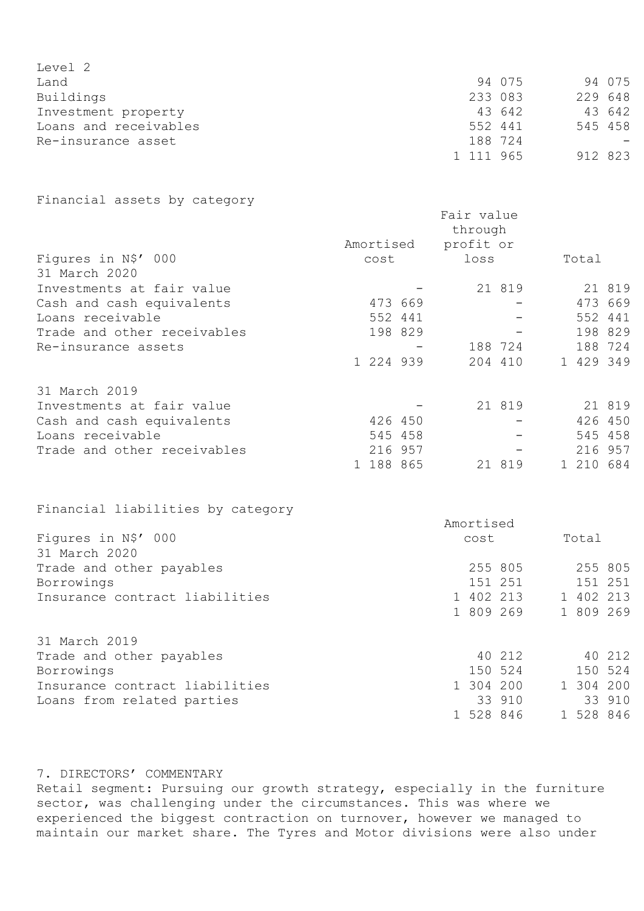| Level 2 | | |
|---|---|---|
| Land | 94 075 | 94 075 |
| Buildings | 233 083 | 229 648 |
| Investment property | 43 642 | 43 642 |
| Loans and receivables | 552 441 | 545 458 |
| Re-insurance asset | 188 724 | - |
| | 1 111 965 | 912 823 |

Financial assets by category

| Figures in N$' 000 | Amortised cost | Fair value through profit or loss | Total |
|---|---|---|---|
| 31 March 2020 | | | |
| Investments at fair value | - | 21 819 | 21 819 |
| Cash and cash equivalents | 473 669 | - | 473 669 |
| Loans receivable | 552 441 | - | 552 441 |
| Trade and other receivables | 198 829 | - | 198 829 |
| Re-insurance assets | - | 188 724 | 188 724 |
| | 1 224 939 | 204 410 | 1 429 349 |
| 31 March 2019 | | | |
| Investments at fair value | - | 21 819 | 21 819 |
| Cash and cash equivalents | 426 450 | - | 426 450 |
| Loans receivable | 545 458 | - | 545 458 |
| Trade and other receivables | 216 957 | - | 216 957 |
| | 1 188 865 | 21 819 | 1 210 684 |

Financial liabilities by category

| Figures in N$' 000 | Amortised cost | Total |
|---|---|---|
| 31 March 2020 | | |
| Trade and other payables | 255 805 | 255 805 |
| Borrowings | 151 251 | 151 251 |
| Insurance contract liabilities | 1 402 213 | 1 402 213 |
| | 1 809 269 | 1 809 269 |
| 31 March 2019 | | |
| Trade and other payables | 40 212 | 40 212 |
| Borrowings | 150 524 | 150 524 |
| Insurance contract liabilities | 1 304 200 | 1 304 200 |
| Loans from related parties | 33 910 | 33 910 |
| | 1 528 846 | 1 528 846 |

## 7. DIRECTORS' COMMENTARY

Retail segment: Pursuing our growth strategy, especially in the furniture sector, was challenging under the circumstances. This was where we experienced the biggest contraction on turnover, however we managed to maintain our market share. The Tyres and Motor divisions were also under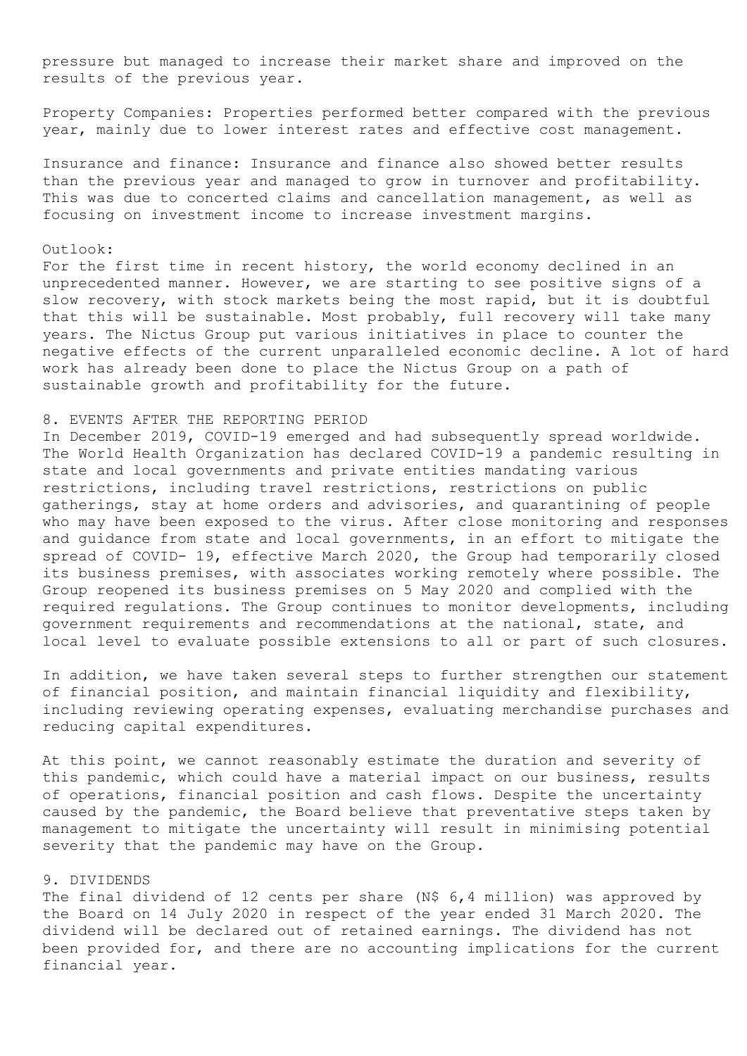pressure but managed to increase their market share and improved on the results of the previous year.

Property Companies: Properties performed better compared with the previous year, mainly due to lower interest rates and effective cost management.

Insurance and finance: Insurance and finance also showed better results than the previous year and managed to grow in turnover and profitability. This was due to concerted claims and cancellation management, as well as focusing on investment income to increase investment margins.

Outlook:
For the first time in recent history, the world economy declined in an unprecedented manner. However, we are starting to see positive signs of a slow recovery, with stock markets being the most rapid, but it is doubtful that this will be sustainable. Most probably, full recovery will take many years. The Nictus Group put various initiatives in place to counter the negative effects of the current unparalleled economic decline. A lot of hard work has already been done to place the Nictus Group on a path of sustainable growth and profitability for the future.

## 8. EVENTS AFTER THE REPORTING PERIOD

In December 2019, COVID-19 emerged and had subsequently spread worldwide. The World Health Organization has declared COVID-19 a pandemic resulting in state and local governments and private entities mandating various restrictions, including travel restrictions, restrictions on public gatherings, stay at home orders and advisories, and quarantining of people who may have been exposed to the virus. After close monitoring and responses and guidance from state and local governments, in an effort to mitigate the spread of COVID- 19, effective March 2020, the Group had temporarily closed its business premises, with associates working remotely where possible. The Group reopened its business premises on 5 May 2020 and complied with the required regulations. The Group continues to monitor developments, including government requirements and recommendations at the national, state, and local level to evaluate possible extensions to all or part of such closures.

In addition, we have taken several steps to further strengthen our statement of financial position, and maintain financial liquidity and flexibility, including reviewing operating expenses, evaluating merchandise purchases and reducing capital expenditures.

At this point, we cannot reasonably estimate the duration and severity of this pandemic, which could have a material impact on our business, results of operations, financial position and cash flows. Despite the uncertainty caused by the pandemic, the Board believe that preventative steps taken by management to mitigate the uncertainty will result in minimising potential severity that the pandemic may have on the Group.

## 9. DIVIDENDS

The final dividend of 12 cents per share (N$ 6,4 million) was approved by the Board on 14 July 2020 in respect of the year ended 31 March 2020. The dividend will be declared out of retained earnings. The dividend has not been provided for, and there are no accounting implications for the current financial year.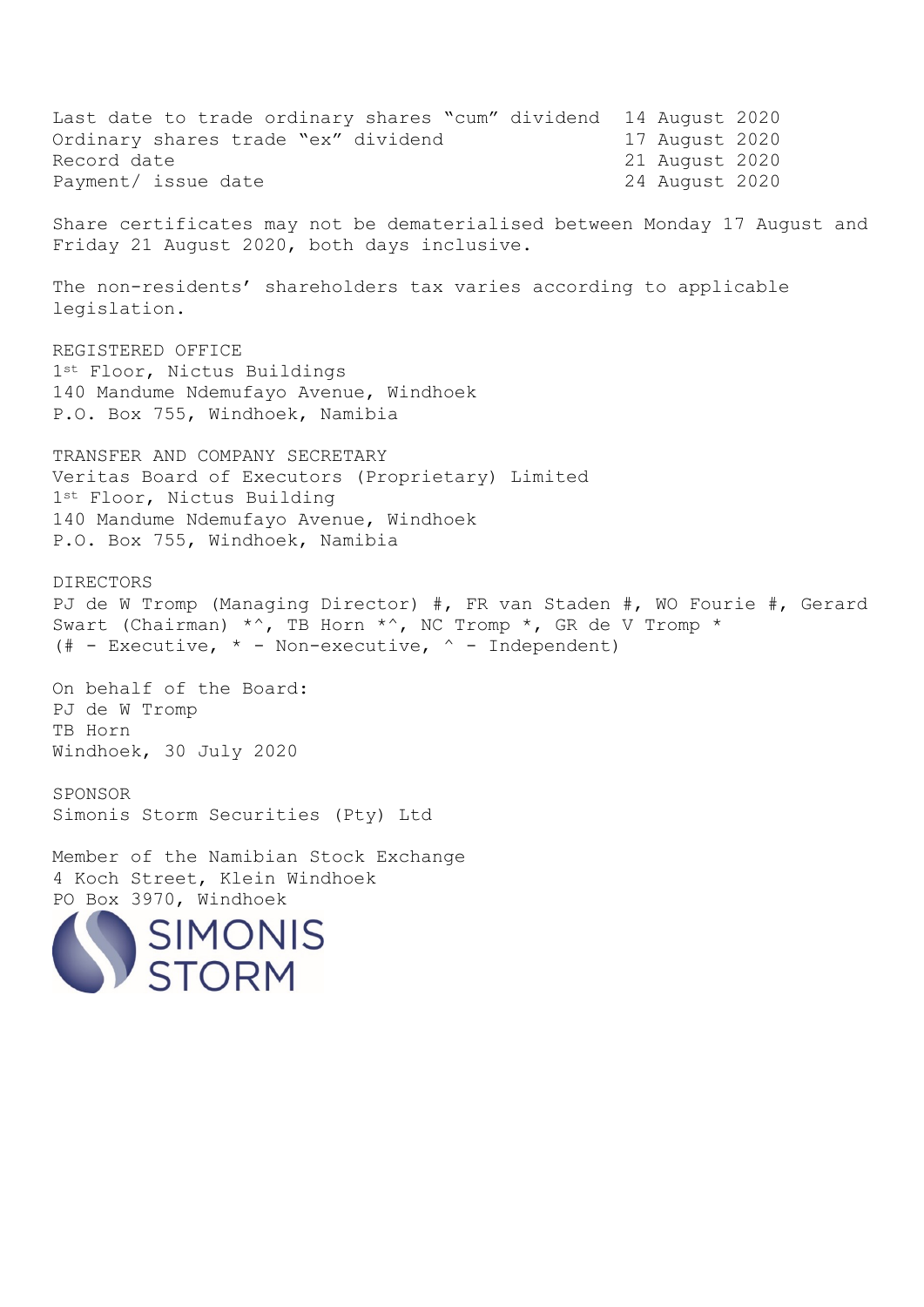| | |
|---|---|
| Last date to trade ordinary shares "cum" dividend | 14 August 2020 |
| Ordinary shares trade "ex" dividend | 17 August 2020 |
| Record date | 21 August 2020 |
| Payment/ issue date | 24 August 2020 |

Share certificates may not be dematerialised between Monday 17 August and Friday 21 August 2020, both days inclusive.

The non-residents' shareholders tax varies according to applicable legislation.

REGISTERED OFFICE
1st Floor, Nictus Buildings
140 Mandume Ndemufayo Avenue, Windhoek
P.O. Box 755, Windhoek, Namibia

TRANSFER AND COMPANY SECRETARY
Veritas Board of Executors (Proprietary) Limited
1st Floor, Nictus Building
140 Mandume Ndemufayo Avenue, Windhoek
P.O. Box 755, Windhoek, Namibia

DIRECTORS
PJ de W Tromp (Managing Director) #, FR van Staden #, WO Fourie #, Gerard Swart (Chairman) *^, TB Horn *^, NC Tromp *, GR de V Tromp *
(# - Executive, * - Non-executive, ^ - Independent)

On behalf of the Board:
PJ de W Tromp
TB Horn
Windhoek, 30 July 2020

SPONSOR
Simonis Storm Securities (Pty) Ltd

Member of the Namibian Stock Exchange
4 Koch Street, Klein Windhoek
PO Box 3970, Windhoek

SIMONIS STORM